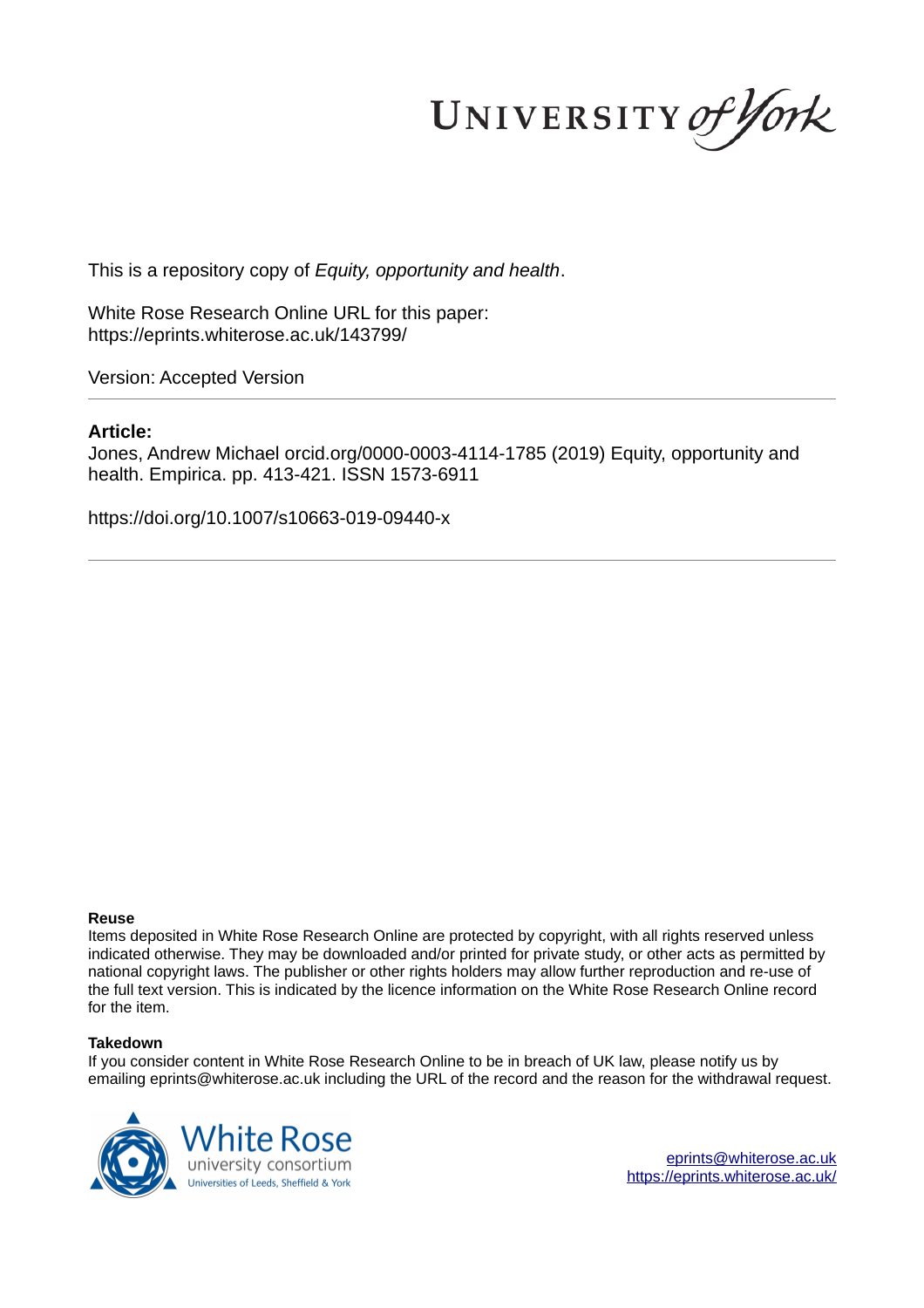This is a repository copy of *Equity, opportunity and health*.

White Rose Research Online URL for this paper:
https://eprints.whiterose.ac.uk/143799/

Version: Accepted Version

**Article:**

Jones, Andrew Michael orcid.org/0000-0003-4114-1785 (2019) Equity, opportunity and health. Empirica. pp. 413-421. ISSN 1573-6911

https://doi.org/10.1007/s10663-019-09440-x

**Reuse**

Items deposited in White Rose Research Online are protected by copyright, with all rights reserved unless indicated otherwise. They may be downloaded and/or printed for private study, or other acts as permitted by national copyright laws. The publisher or other rights holders may allow further reproduction and re-use of the full text version. This is indicated by the licence information on the White Rose Research Online record for the item.

**Takedown**

If you consider content in White Rose Research Online to be in breach of UK law, please notify us by emailing eprints@whiterose.ac.uk including the URL of the record and the reason for the withdrawal request.

eprints@whiterose.ac.uk
https://eprints.whiterose.ac.uk/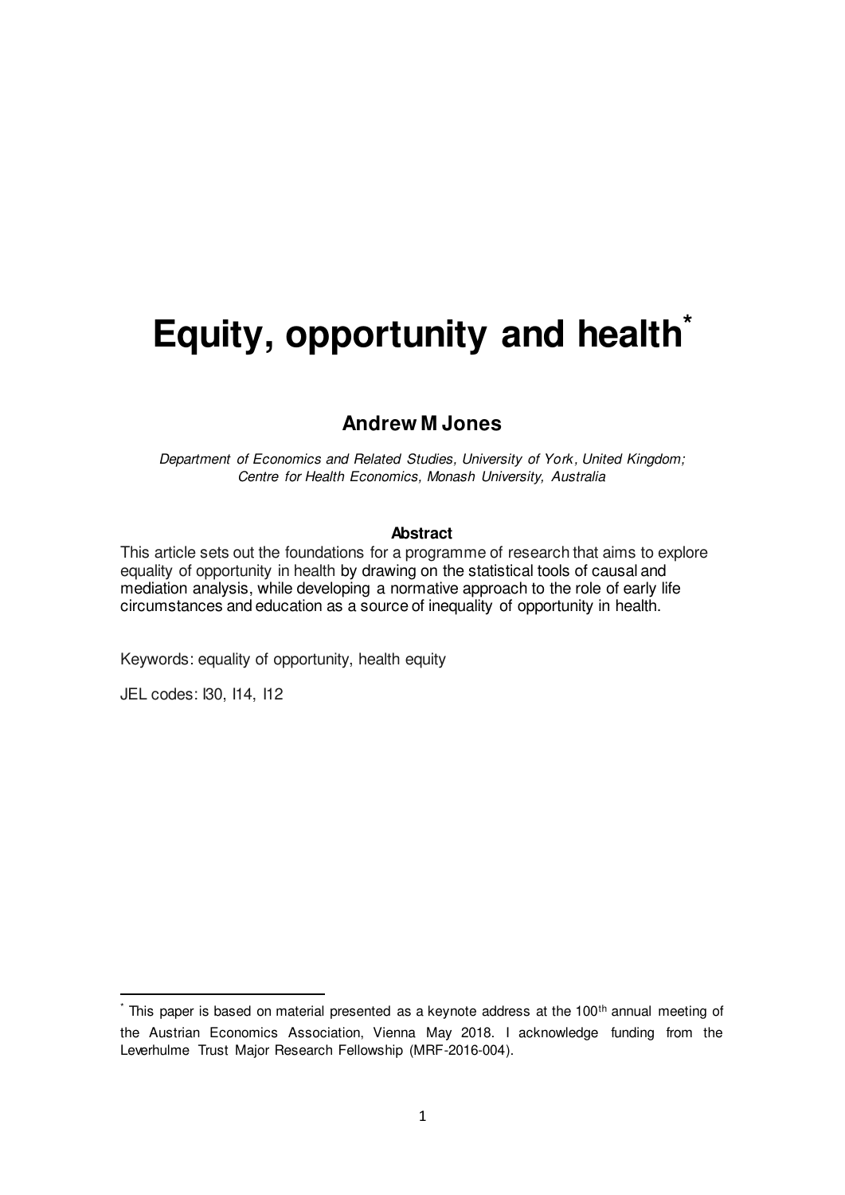# Equity, opportunity and health[*]

## Andrew M Jones

*Department of Economics and Related Studies, University of York, United Kingdom; Centre for Health Economics, Monash University, Australia*

**Abstract**

This article sets out the foundations for a programme of research that aims to explore equality of opportunity in health by drawing on the statistical tools of causal and mediation analysis, while developing a normative approach to the role of early life circumstances and education as a source of inequality of opportunity in health.

Keywords: equality of opportunity, health equity

JEL codes: I30, I14, I12

---

[*] This paper is based on material presented as a keynote address at the 100th annual meeting of the Austrian Economics Association, Vienna May 2018. I acknowledge funding from the Leverhulme Trust Major Research Fellowship (MRF-2016-004).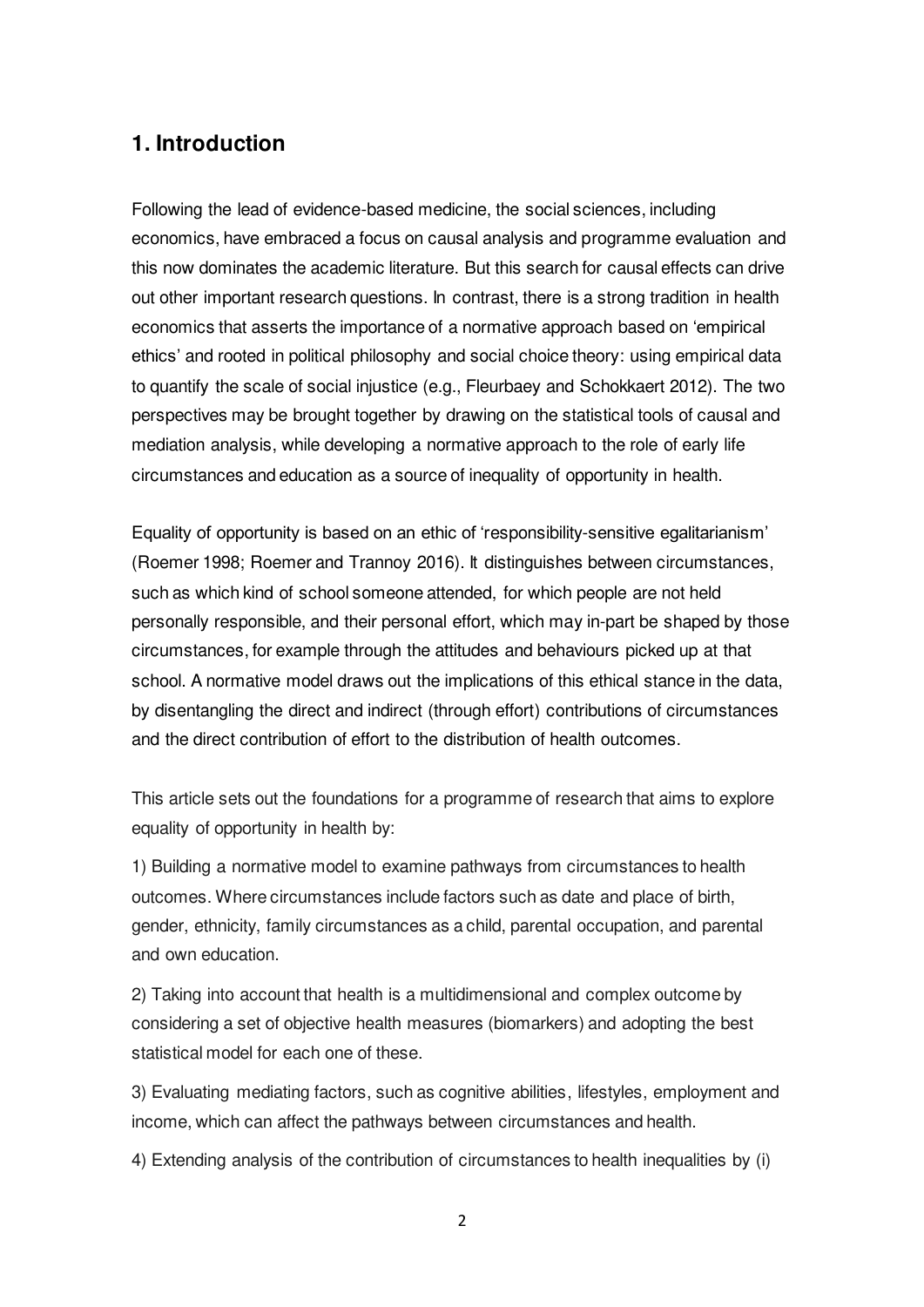## 1. Introduction

Following the lead of evidence-based medicine, the social sciences, including economics, have embraced a focus on causal analysis and programme evaluation and this now dominates the academic literature. But this search for causal effects can drive out other important research questions. In contrast, there is a strong tradition in health economics that asserts the importance of a normative approach based on 'empirical ethics' and rooted in political philosophy and social choice theory: using empirical data to quantify the scale of social injustice (e.g., Fleurbaey and Schokkaert 2012). The two perspectives may be brought together by drawing on the statistical tools of causal and mediation analysis, while developing a normative approach to the role of early life circumstances and education as a source of inequality of opportunity in health.

Equality of opportunity is based on an ethic of 'responsibility-sensitive egalitarianism' (Roemer 1998; Roemer and Trannoy 2016). It distinguishes between circumstances, such as which kind of school someone attended, for which people are not held personally responsible, and their personal effort, which may in-part be shaped by those circumstances, for example through the attitudes and behaviours picked up at that school. A normative model draws out the implications of this ethical stance in the data, by disentangling the direct and indirect (through effort) contributions of circumstances and the direct contribution of effort to the distribution of health outcomes.

This article sets out the foundations for a programme of research that aims to explore equality of opportunity in health by:

1) Building a normative model to examine pathways from circumstances to health outcomes. Where circumstances include factors such as date and place of birth, gender, ethnicity, family circumstances as a child, parental occupation, and parental and own education.

2) Taking into account that health is a multidimensional and complex outcome by considering a set of objective health measures (biomarkers) and adopting the best statistical model for each one of these.

3) Evaluating mediating factors, such as cognitive abilities, lifestyles, employment and income, which can affect the pathways between circumstances and health.

4) Extending analysis of the contribution of circumstances to health inequalities by (i)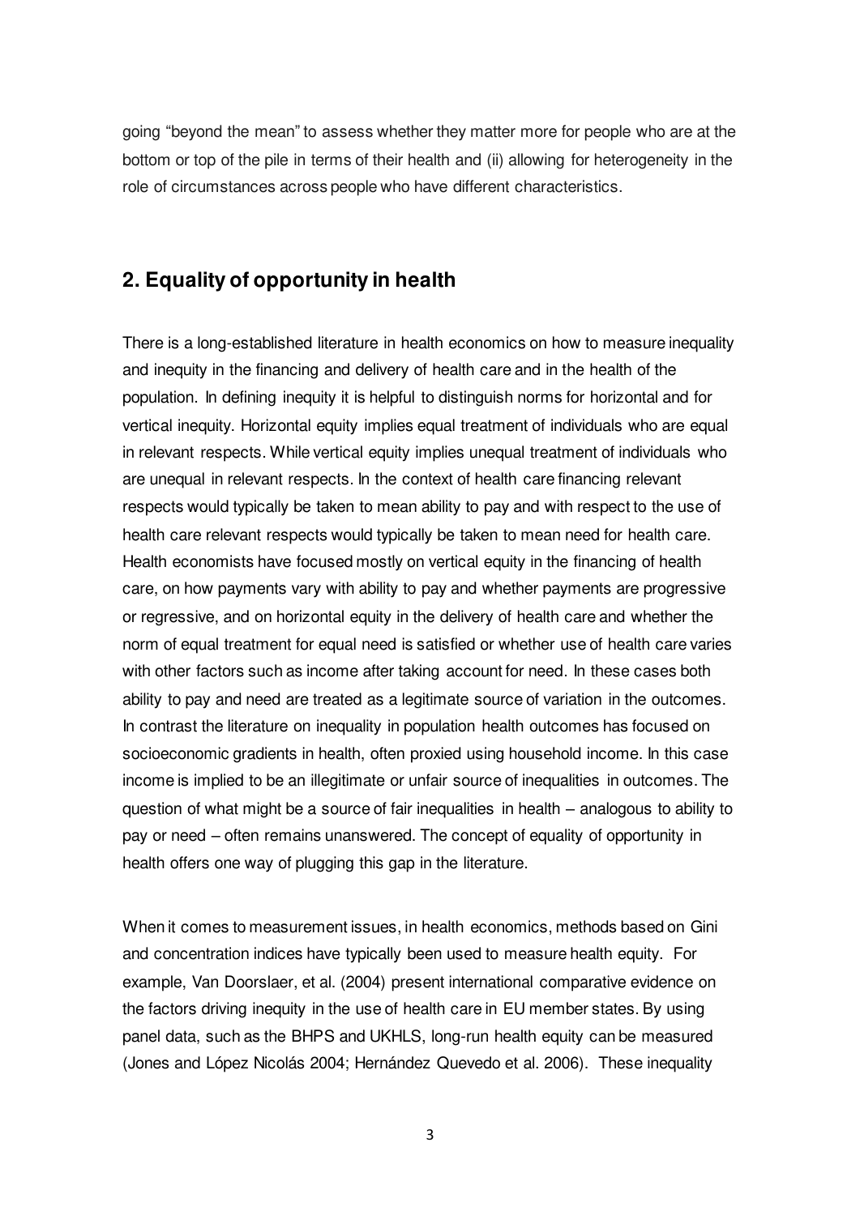going "beyond the mean" to assess whether they matter more for people who are at the bottom or top of the pile in terms of their health and (ii) allowing for heterogeneity in the role of circumstances across people who have different characteristics.

## 2. Equality of opportunity in health

There is a long-established literature in health economics on how to measure inequality and inequity in the financing and delivery of health care and in the health of the population. In defining inequity it is helpful to distinguish norms for horizontal and for vertical inequity. Horizontal equity implies equal treatment of individuals who are equal in relevant respects. While vertical equity implies unequal treatment of individuals who are unequal in relevant respects. In the context of health care financing relevant respects would typically be taken to mean ability to pay and with respect to the use of health care relevant respects would typically be taken to mean need for health care. Health economists have focused mostly on vertical equity in the financing of health care, on how payments vary with ability to pay and whether payments are progressive or regressive, and on horizontal equity in the delivery of health care and whether the norm of equal treatment for equal need is satisfied or whether use of health care varies with other factors such as income after taking account for need. In these cases both ability to pay and need are treated as a legitimate source of variation in the outcomes. In contrast the literature on inequality in population health outcomes has focused on socioeconomic gradients in health, often proxied using household income. In this case income is implied to be an illegitimate or unfair source of inequalities in outcomes. The question of what might be a source of fair inequalities in health – analogous to ability to pay or need – often remains unanswered. The concept of equality of opportunity in health offers one way of plugging this gap in the literature.

When it comes to measurement issues, in health economics, methods based on Gini and concentration indices have typically been used to measure health equity. For example, Van Doorslaer, et al. (2004) present international comparative evidence on the factors driving inequity in the use of health care in EU member states. By using panel data, such as the BHPS and UKHLS, long-run health equity can be measured (Jones and López Nicolás 2004; Hernández Quevedo et al. 2006). These inequality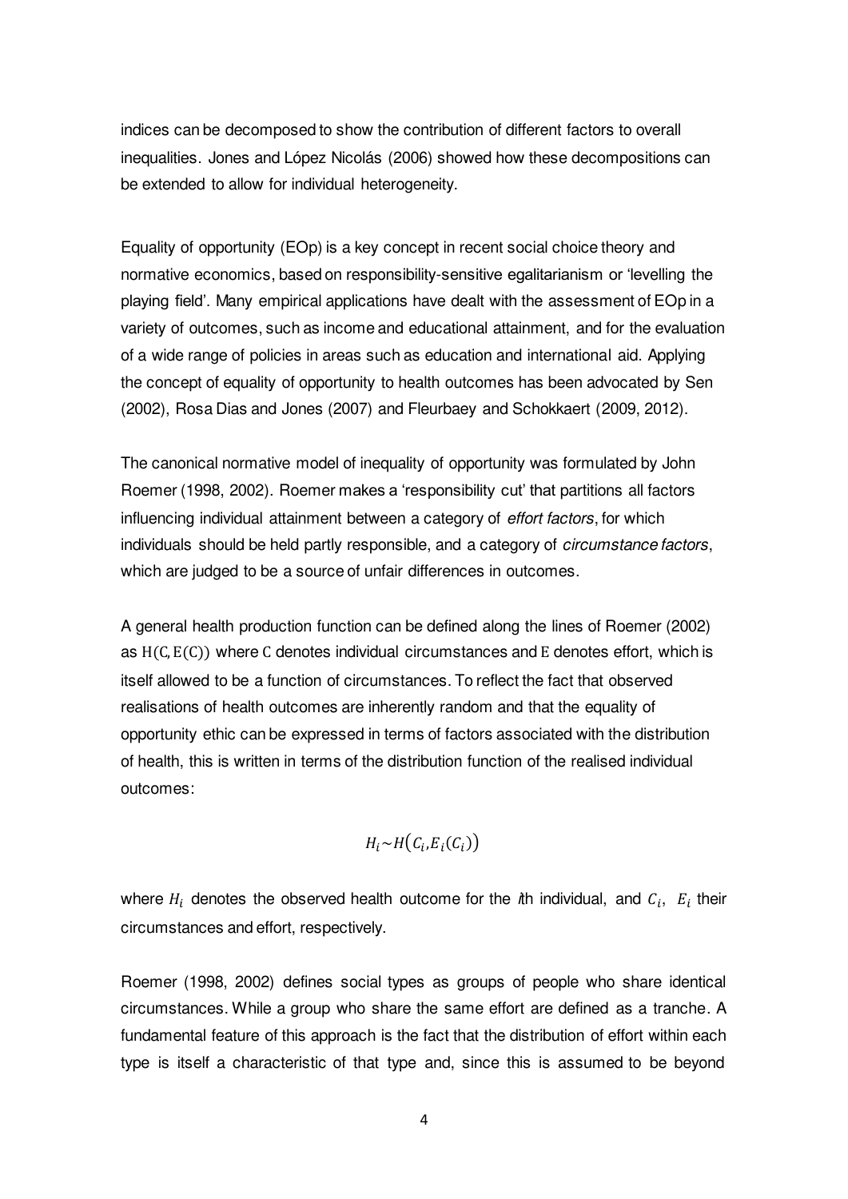indices can be decomposed to show the contribution of different factors to overall inequalities. Jones and López Nicolás (2006) showed how these decompositions can be extended to allow for individual heterogeneity.

Equality of opportunity (EOp) is a key concept in recent social choice theory and normative economics, based on responsibility-sensitive egalitarianism or 'levelling the playing field'. Many empirical applications have dealt with the assessment of EOp in a variety of outcomes, such as income and educational attainment, and for the evaluation of a wide range of policies in areas such as education and international aid. Applying the concept of equality of opportunity to health outcomes has been advocated by Sen (2002), Rosa Dias and Jones (2007) and Fleurbaey and Schokkaert (2009, 2012).

The canonical normative model of inequality of opportunity was formulated by John Roemer (1998, 2002). Roemer makes a 'responsibility cut' that partitions all factors influencing individual attainment between a category of *effort factors*, for which individuals should be held partly responsible, and a category of *circumstance factors*, which are judged to be a source of unfair differences in outcomes.

A general health production function can be defined along the lines of Roemer (2002) as $\mathrm{H}(\mathrm{C}, \mathrm{E}(\mathrm{C}))$ where $\mathrm{C}$ denotes individual circumstances and $\mathrm{E}$ denotes effort, which is itself allowed to be a function of circumstances. To reflect the fact that observed realisations of health outcomes are inherently random and that the equality of opportunity ethic can be expressed in terms of factors associated with the distribution of health, this is written in terms of the distribution function of the realised individual outcomes:

$$H_i \sim H\big(C_i, E_i(C_i)\big)$$

where $H_i$ denotes the observed health outcome for the $i$th individual, and $C_i$, $E_i$ their circumstances and effort, respectively.

Roemer (1998, 2002) defines social types as groups of people who share identical circumstances. While a group who share the same effort are defined as a tranche. A fundamental feature of this approach is the fact that the distribution of effort within each type is itself a characteristic of that type and, since this is assumed to be beyond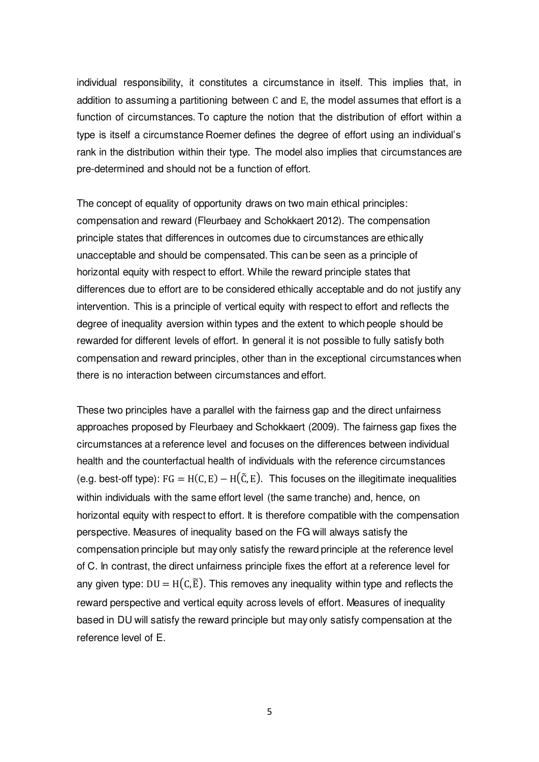individual responsibility, it constitutes a circumstance in itself. This implies that, in addition to assuming a partitioning between $\mathrm{C}$ and $\mathrm{E}$, the model assumes that effort is a function of circumstances. To capture the notion that the distribution of effort within a type is itself a circumstance Roemer defines the degree of effort using an individual's rank in the distribution within their type. The model also implies that circumstances are pre-determined and should not be a function of effort.

The concept of equality of opportunity draws on two main ethical principles: compensation and reward (Fleurbaey and Schokkaert 2012). The compensation principle states that differences in outcomes due to circumstances are ethically unacceptable and should be compensated. This can be seen as a principle of horizontal equity with respect to effort. While the reward principle states that differences due to effort are to be considered ethically acceptable and do not justify any intervention. This is a principle of vertical equity with respect to effort and reflects the degree of inequality aversion within types and the extent to which people should be rewarded for different levels of effort. In general it is not possible to fully satisfy both compensation and reward principles, other than in the exceptional circumstances when there is no interaction between circumstances and effort.

These two principles have a parallel with the fairness gap and the direct unfairness approaches proposed by Fleurbaey and Schokkaert (2009). The fairness gap fixes the circumstances at a reference level and focuses on the differences between individual health and the counterfactual health of individuals with the reference circumstances (e.g. best-off type): $\mathrm{FG} = \mathrm{H}(\mathrm{C}, \mathrm{E}) - \mathrm{H}(\tilde{\mathrm{C}}, \mathrm{E})$. This focuses on the illegitimate inequalities within individuals with the same effort level (the same tranche) and, hence, on horizontal equity with respect to effort. It is therefore compatible with the compensation perspective. Measures of inequality based on the FG will always satisfy the compensation principle but may only satisfy the reward principle at the reference level of C. In contrast, the direct unfairness principle fixes the effort at a reference level for any given type: $\mathrm{DU} = \mathrm{H}(\mathrm{C}, \widetilde{\mathrm{E}})$. This removes any inequality within type and reflects the reward perspective and vertical equity across levels of effort. Measures of inequality based in DU will satisfy the reward principle but may only satisfy compensation at the reference level of E.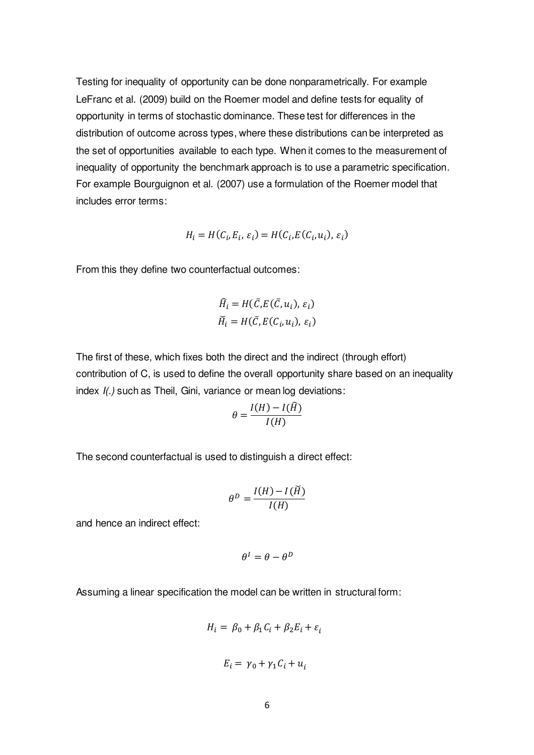Testing for inequality of opportunity can be done nonparametrically. For example LeFranc et al. (2009) build on the Roemer model and define tests for equality of opportunity in terms of stochastic dominance. These test for differences in the distribution of outcome across types, where these distributions can be interpreted as the set of opportunities available to each type. When it comes to the measurement of inequality of opportunity the benchmark approach is to use a parametric specification. For example Bourguignon et al. (2007) use a formulation of the Roemer model that includes error terms:

$$H_i = H(C_i, E_i, \varepsilon_i) = H(C_i, E(C_i, u_i), \varepsilon_i)$$

From this they define two counterfactual outcomes:

$$\widehat{H}_i = H(\bar{C}, E(\bar{C}, u_i), \varepsilon_i)$$
$$\breve{H}_i = H(\bar{C}, E(C_i, u_i), \varepsilon_i)$$

The first of these, which fixes both the direct and the indirect (through effort) contribution of C, is used to define the overall opportunity share based on an inequality index *I(.)* such as Theil, Gini, variance or mean log deviations:

$$\theta = \frac{I(H) - I(\widehat{H})}{I(H)}$$

The second counterfactual is used to distinguish a direct effect:

$$\theta^D = \frac{I(H) - I(\breve{H})}{I(H)}$$

and hence an indirect effect:

$$\theta^I = \theta - \theta^D$$

Assuming a linear specification the model can be written in structural form:

$$H_i = \beta_0 + \beta_1 C_i + \beta_2 E_i + \varepsilon_i$$

$$E_i = \gamma_0 + \gamma_1 C_i + u_i$$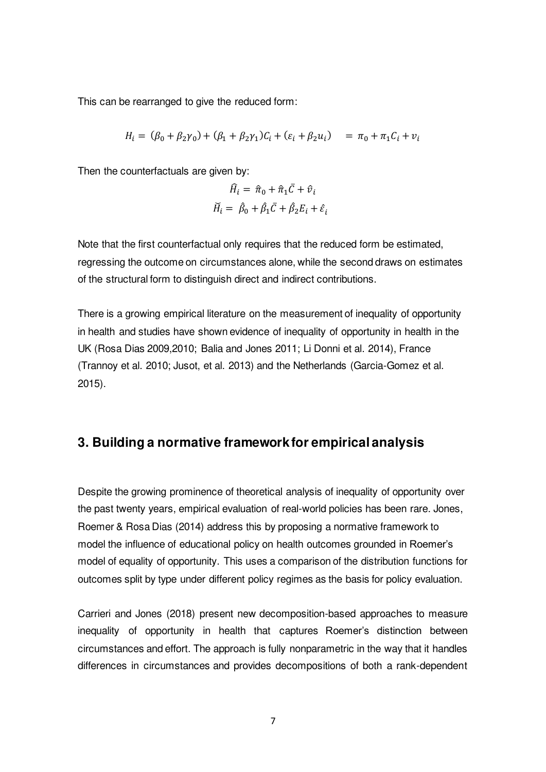This can be rearranged to give the reduced form:

$$H_i = (\beta_0 + \beta_2\gamma_0) + (\beta_1 + \beta_2\gamma_1)C_i + (\varepsilon_i + \beta_2 u_i) \quad = \pi_0 + \pi_1 C_i + v_i$$

Then the counterfactuals are given by:

$$\widehat{H}_i = \hat{\pi}_0 + \hat{\pi}_1\bar{C} + \hat{v}_i$$

$$\breve{H}_i = \hat{\beta}_0 + \hat{\beta}_1\bar{C} + \hat{\beta}_2 E_i + \hat{\varepsilon}_i$$

Note that the first counterfactual only requires that the reduced form be estimated, regressing the outcome on circumstances alone, while the second draws on estimates of the structural form to distinguish direct and indirect contributions.

There is a growing empirical literature on the measurement of inequality of opportunity in health and studies have shown evidence of inequality of opportunity in health in the UK (Rosa Dias 2009,2010; Balia and Jones 2011; Li Donni et al. 2014), France (Trannoy et al. 2010; Jusot, et al. 2013) and the Netherlands (Garcia-Gomez et al. 2015).

## 3. Building a normative framework for empirical analysis

Despite the growing prominence of theoretical analysis of inequality of opportunity over the past twenty years, empirical evaluation of real-world policies has been rare. Jones, Roemer & Rosa Dias (2014) address this by proposing a normative framework to model the influence of educational policy on health outcomes grounded in Roemer's model of equality of opportunity. This uses a comparison of the distribution functions for outcomes split by type under different policy regimes as the basis for policy evaluation.

Carrieri and Jones (2018) present new decomposition-based approaches to measure inequality of opportunity in health that captures Roemer's distinction between circumstances and effort. The approach is fully nonparametric in the way that it handles differences in circumstances and provides decompositions of both a rank-dependent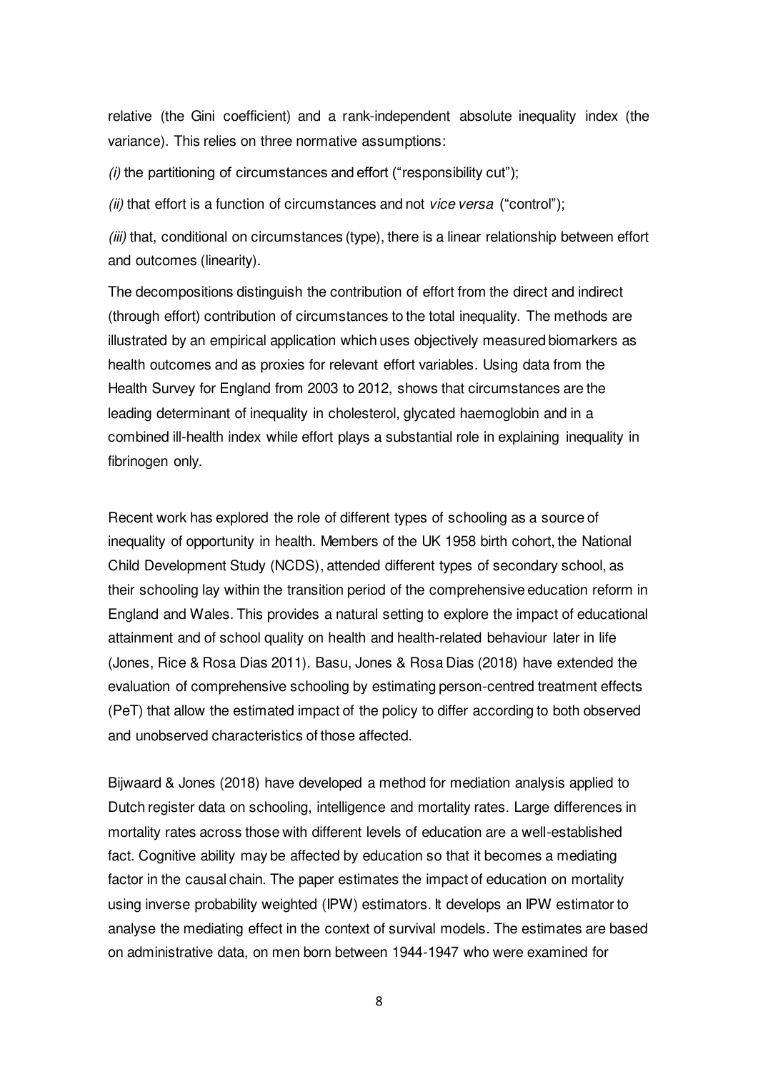relative (the Gini coefficient) and a rank-independent absolute inequality index (the variance). This relies on three normative assumptions:

*(i)* the partitioning of circumstances and effort ("responsibility cut");

*(ii)* that effort is a function of circumstances and not *vice versa* ("control");

*(iii)* that, conditional on circumstances (type), there is a linear relationship between effort and outcomes (linearity).

The decompositions distinguish the contribution of effort from the direct and indirect (through effort) contribution of circumstances to the total inequality. The methods are illustrated by an empirical application which uses objectively measured biomarkers as health outcomes and as proxies for relevant effort variables. Using data from the Health Survey for England from 2003 to 2012, shows that circumstances are the leading determinant of inequality in cholesterol, glycated haemoglobin and in a combined ill-health index while effort plays a substantial role in explaining inequality in fibrinogen only.

Recent work has explored the role of different types of schooling as a source of inequality of opportunity in health. Members of the UK 1958 birth cohort, the National Child Development Study (NCDS), attended different types of secondary school, as their schooling lay within the transition period of the comprehensive education reform in England and Wales. This provides a natural setting to explore the impact of educational attainment and of school quality on health and health-related behaviour later in life (Jones, Rice & Rosa Dias 2011). Basu, Jones & Rosa Dias (2018) have extended the evaluation of comprehensive schooling by estimating person-centred treatment effects (PeT) that allow the estimated impact of the policy to differ according to both observed and unobserved characteristics of those affected.

Bijwaard & Jones (2018) have developed a method for mediation analysis applied to Dutch register data on schooling, intelligence and mortality rates. Large differences in mortality rates across those with different levels of education are a well-established fact. Cognitive ability may be affected by education so that it becomes a mediating factor in the causal chain. The paper estimates the impact of education on mortality using inverse probability weighted (IPW) estimators. It develops an IPW estimator to analyse the mediating effect in the context of survival models. The estimates are based on administrative data, on men born between 1944-1947 who were examined for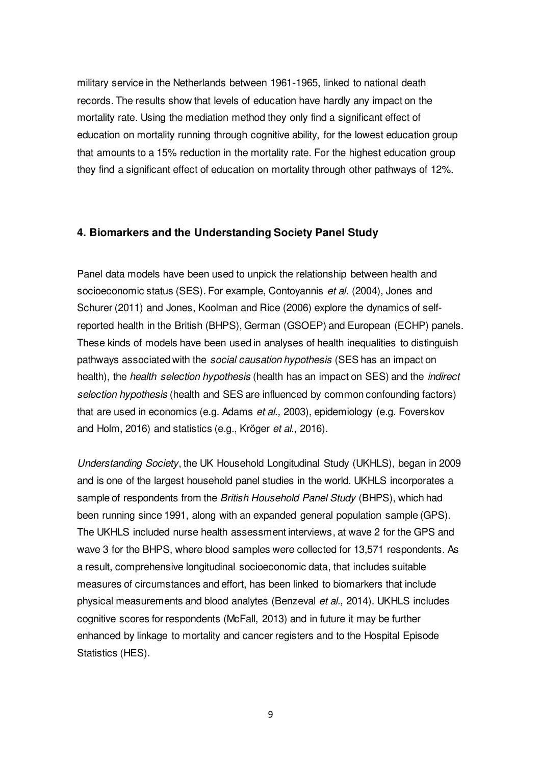military service in the Netherlands between 1961-1965, linked to national death records. The results show that levels of education have hardly any impact on the mortality rate. Using the mediation method they only find a significant effect of education on mortality running through cognitive ability, for the lowest education group that amounts to a 15% reduction in the mortality rate. For the highest education group they find a significant effect of education on mortality through other pathways of 12%.

## 4. Biomarkers and the Understanding Society Panel Study

Panel data models have been used to unpick the relationship between health and socioeconomic status (SES). For example, Contoyannis *et al.* (2004), Jones and Schurer (2011) and Jones, Koolman and Rice (2006) explore the dynamics of self-reported health in the British (BHPS), German (GSOEP) and European (ECHP) panels. These kinds of models have been used in analyses of health inequalities to distinguish pathways associated with the *social causation hypothesis* (SES has an impact on health), the *health selection hypothesis* (health has an impact on SES) and the *indirect selection hypothesis* (health and SES are influenced by common confounding factors) that are used in economics (e.g. Adams *et al.,* 2003), epidemiology (e.g. Foverskov and Holm, 2016) and statistics (e.g., Kröger *et al.*, 2016).

*Understanding Society*, the UK Household Longitudinal Study (UKHLS), began in 2009 and is one of the largest household panel studies in the world. UKHLS incorporates a sample of respondents from the *British Household Panel Study* (BHPS), which had been running since 1991, along with an expanded general population sample (GPS). The UKHLS included nurse health assessment interviews, at wave 2 for the GPS and wave 3 for the BHPS, where blood samples were collected for 13,571 respondents. As a result, comprehensive longitudinal socioeconomic data, that includes suitable measures of circumstances and effort, has been linked to biomarkers that include physical measurements and blood analytes (Benzeval *et al.*, 2014). UKHLS includes cognitive scores for respondents (McFall, 2013) and in future it may be further enhanced by linkage to mortality and cancer registers and to the Hospital Episode Statistics (HES).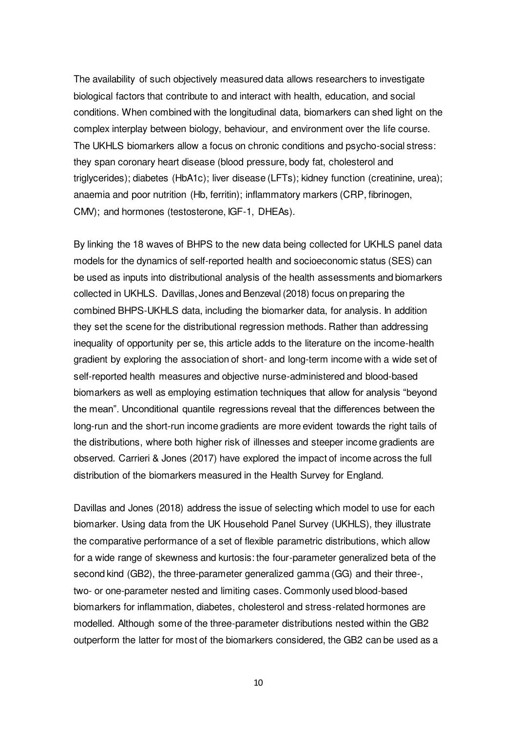The availability of such objectively measured data allows researchers to investigate biological factors that contribute to and interact with health, education, and social conditions. When combined with the longitudinal data, biomarkers can shed light on the complex interplay between biology, behaviour, and environment over the life course. The UKHLS biomarkers allow a focus on chronic conditions and psycho-social stress: they span coronary heart disease (blood pressure, body fat, cholesterol and triglycerides); diabetes (HbA1c); liver disease (LFTs); kidney function (creatinine, urea); anaemia and poor nutrition (Hb, ferritin); inflammatory markers (CRP, fibrinogen, CMV); and hormones (testosterone, IGF-1, DHEAs).

By linking the 18 waves of BHPS to the new data being collected for UKHLS panel data models for the dynamics of self-reported health and socioeconomic status (SES) can be used as inputs into distributional analysis of the health assessments and biomarkers collected in UKHLS. Davillas, Jones and Benzeval (2018) focus on preparing the combined BHPS-UKHLS data, including the biomarker data, for analysis. In addition they set the scene for the distributional regression methods. Rather than addressing inequality of opportunity per se, this article adds to the literature on the income-health gradient by exploring the association of short- and long-term income with a wide set of self-reported health measures and objective nurse-administered and blood-based biomarkers as well as employing estimation techniques that allow for analysis "beyond the mean". Unconditional quantile regressions reveal that the differences between the long-run and the short-run income gradients are more evident towards the right tails of the distributions, where both higher risk of illnesses and steeper income gradients are observed. Carrieri & Jones (2017) have explored the impact of income across the full distribution of the biomarkers measured in the Health Survey for England.

Davillas and Jones (2018) address the issue of selecting which model to use for each biomarker. Using data from the UK Household Panel Survey (UKHLS), they illustrate the comparative performance of a set of flexible parametric distributions, which allow for a wide range of skewness and kurtosis: the four-parameter generalized beta of the second kind (GB2), the three-parameter generalized gamma (GG) and their three-, two- or one-parameter nested and limiting cases. Commonly used blood-based biomarkers for inflammation, diabetes, cholesterol and stress-related hormones are modelled. Although some of the three-parameter distributions nested within the GB2 outperform the latter for most of the biomarkers considered, the GB2 can be used as a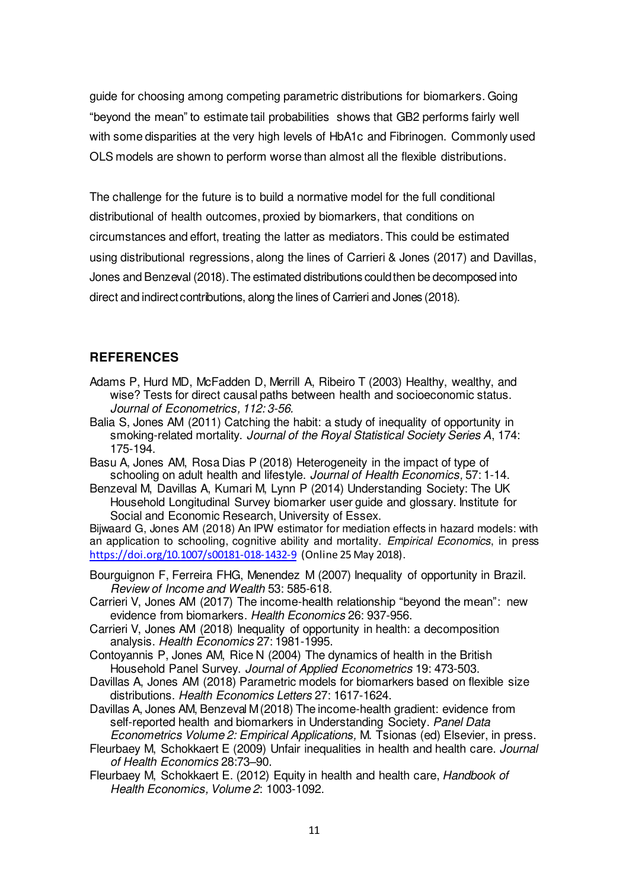guide for choosing among competing parametric distributions for biomarkers. Going "beyond the mean" to estimate tail probabilities shows that GB2 performs fairly well with some disparities at the very high levels of HbA1c and Fibrinogen. Commonly used OLS models are shown to perform worse than almost all the flexible distributions.

The challenge for the future is to build a normative model for the full conditional distributional of health outcomes, proxied by biomarkers, that conditions on circumstances and effort, treating the latter as mediators. This could be estimated using distributional regressions, along the lines of Carrieri & Jones (2017) and Davillas, Jones and Benzeval (2018). The estimated distributions could then be decomposed into direct and indirect contributions, along the lines of Carrieri and Jones (2018).

## REFERENCES

Adams P, Hurd MD, McFadden D, Merrill A, Ribeiro T (2003) Healthy, wealthy, and wise? Tests for direct causal paths between health and socioeconomic status. *Journal of Econometrics, 112: 3-56.*

Balia S, Jones AM (2011) Catching the habit: a study of inequality of opportunity in smoking-related mortality. *Journal of the Royal Statistical Society Series A*, 174: 175-194.

Basu A, Jones AM, Rosa Dias P (2018) Heterogeneity in the impact of type of schooling on adult health and lifestyle. *Journal of Health Economics,* 57: 1-14.

Benzeval M, Davillas A, Kumari M, Lynn P (2014) Understanding Society: The UK Household Longitudinal Survey biomarker user guide and glossary. Institute for Social and Economic Research, University of Essex.

Bijwaard G, Jones AM (2018) An IPW estimator for mediation effects in hazard models: with an application to schooling, cognitive ability and mortality. *Empirical Economics*, in press https://doi.org/10.1007/s00181-018-1432-9 (Online 25 May 2018).

Bourguignon F, Ferreira FHG, Menendez M (2007) Inequality of opportunity in Brazil. *Review of Income and Wealth* 53: 585-618.

Carrieri V, Jones AM (2017) The income-health relationship "beyond the mean": new evidence from biomarkers. *Health Economics* 26: 937-956.

Carrieri V, Jones AM (2018) Inequality of opportunity in health: a decomposition analysis. *Health Economics* 27: 1981-1995.

Contoyannis P, Jones AM, Rice N (2004) The dynamics of health in the British Household Panel Survey. *Journal of Applied Econometrics* 19: 473-503.

Davillas A, Jones AM (2018) Parametric models for biomarkers based on flexible size distributions. *Health Economics Letters* 27: 1617-1624.

Davillas A, Jones AM, Benzeval M (2018) The income-health gradient: evidence from self-reported health and biomarkers in Understanding Society. *Panel Data Econometrics Volume 2: Empirical Applications,* M. Tsionas (ed) Elsevier, in press.

Fleurbaey M, Schokkaert E (2009) Unfair inequalities in health and health care. *Journal of Health Economics* 28:73–90.

Fleurbaey M, Schokkaert E. (2012) Equity in health and health care, *Handbook of Health Economics, Volume 2*: 1003-1092.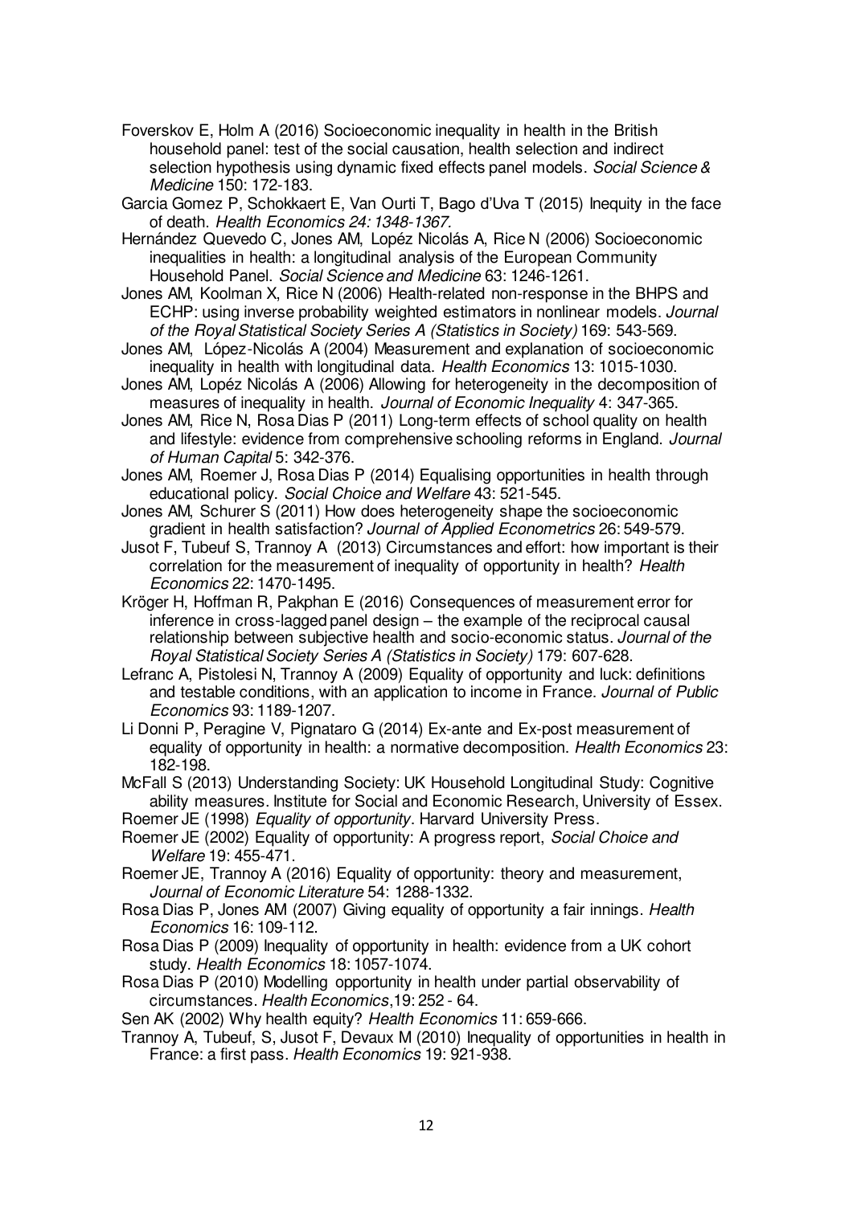Foverskov E, Holm A (2016) Socioeconomic inequality in health in the British household panel: test of the social causation, health selection and indirect selection hypothesis using dynamic fixed effects panel models. *Social Science & Medicine* 150: 172-183.

Garcia Gomez P, Schokkaert E, Van Ourti T, Bago d'Uva T (2015) Inequity in the face of death. *Health Economics 24: 1348-1367.*

Hernández Quevedo C, Jones AM, Lopéz Nicolás A, Rice N (2006) Socioeconomic inequalities in health: a longitudinal analysis of the European Community Household Panel. *Social Science and Medicine* 63: 1246-1261.

Jones AM, Koolman X, Rice N (2006) Health-related non-response in the BHPS and ECHP: using inverse probability weighted estimators in nonlinear models. *Journal of the Royal Statistical Society Series A (Statistics in Society)* 169: 543-569.

Jones AM, López-Nicolás A (2004) Measurement and explanation of socioeconomic inequality in health with longitudinal data. *Health Economics* 13: 1015-1030.

Jones AM, Lopéz Nicolás A (2006) Allowing for heterogeneity in the decomposition of measures of inequality in health. *Journal of Economic Inequality* 4: 347-365.

Jones AM, Rice N, Rosa Dias P (2011) Long-term effects of school quality on health and lifestyle: evidence from comprehensive schooling reforms in England. *Journal of Human Capital* 5: 342-376.

Jones AM, Roemer J, Rosa Dias P (2014) Equalising opportunities in health through educational policy. *Social Choice and Welfare* 43: 521-545.

Jones AM, Schurer S (2011) How does heterogeneity shape the socioeconomic gradient in health satisfaction? *Journal of Applied Econometrics* 26: 549-579.

Jusot F, Tubeuf S, Trannoy A (2013) Circumstances and effort: how important is their correlation for the measurement of inequality of opportunity in health? *Health Economics* 22: 1470-1495.

Kröger H, Hoffman R, Pakphan E (2016) Consequences of measurement error for inference in cross-lagged panel design – the example of the reciprocal causal relationship between subjective health and socio-economic status. *Journal of the Royal Statistical Society Series A (Statistics in Society)* 179: 607-628.

Lefranc A, Pistolesi N, Trannoy A (2009) Equality of opportunity and luck: definitions and testable conditions, with an application to income in France. *Journal of Public Economics* 93: 1189-1207.

Li Donni P, Peragine V, Pignataro G (2014) Ex-ante and Ex-post measurement of equality of opportunity in health: a normative decomposition. *Health Economics* 23: 182-198.

McFall S (2013) Understanding Society: UK Household Longitudinal Study: Cognitive ability measures. Institute for Social and Economic Research, University of Essex.

Roemer JE (1998) *Equality of opportunity*. Harvard University Press.

Roemer JE (2002) Equality of opportunity: A progress report, *Social Choice and Welfare* 19: 455-471.

Roemer JE, Trannoy A (2016) Equality of opportunity: theory and measurement, *Journal of Economic Literature* 54: 1288-1332.

Rosa Dias P, Jones AM (2007) Giving equality of opportunity a fair innings. *Health Economics* 16: 109-112.

Rosa Dias P (2009) Inequality of opportunity in health: evidence from a UK cohort study. *Health Economics* 18: 1057-1074.

Rosa Dias P (2010) Modelling opportunity in health under partial observability of circumstances. *Health Economics*,19: 252 - 64.

Sen AK (2002) Why health equity? *Health Economics* 11: 659-666.

Trannoy A, Tubeuf, S, Jusot F, Devaux M (2010) Inequality of opportunities in health in France: a first pass. *Health Economics* 19: 921-938.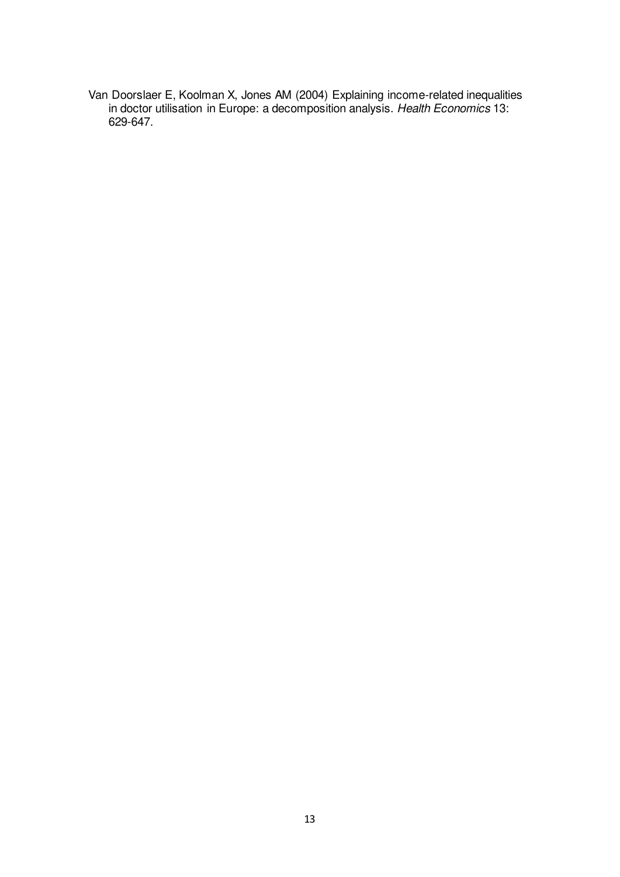Van Doorslaer E, Koolman X, Jones AM (2004) Explaining income-related inequalities in doctor utilisation in Europe: a decomposition analysis. *Health Economics* 13: 629-647.